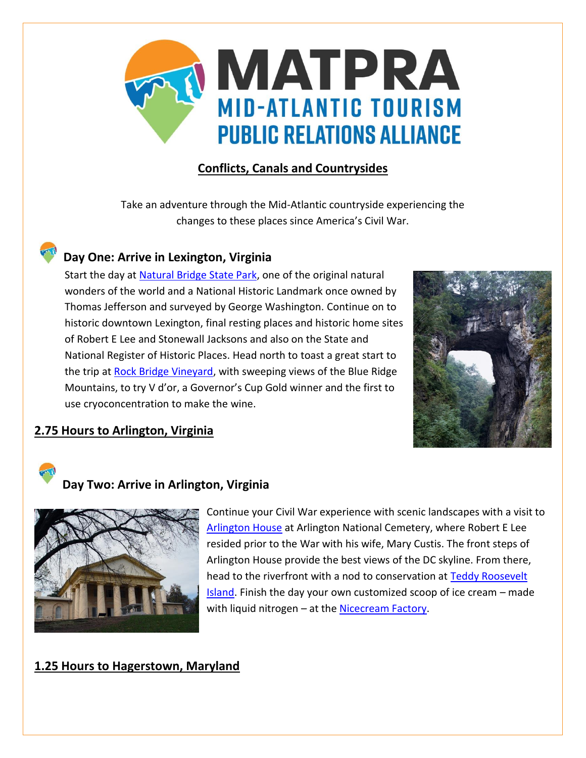# MATPRA

## MID-ATLANTIC TOURISM PUBLIC RELATIONS ALLIANCE

## Conflicts, Canals and Countrysides

Take an adventure through the Mid-Atlantic countryside experiencing the changes to these places since America's Civil War.

### Day One: Arrive in Lexington, Virginia

Start the day at Natural Bridge State Park, one of the original natural wonders of the world and a National Historic Landmark once owned by Thomas Jefferson and surveyed by George Washington. Continue on to historic downtown Lexington, final resting places and historic home sites of Robert E Lee and Stonewall Jacksons and also on the State and National Register of Historic Places. Head north to toast a great start to the trip at Rock Bridge Vineyard, with sweeping views of the Blue Ridge Mountains, to try V d'or, a Governor's Cup Gold winner and the first to use cryoconcentration to make the wine.

**2.75 Hours to Arlington, Virginia**

### Day Two: Arrive in Arlington, Virginia

Continue your Civil War experience with scenic landscapes with a visit to Arlington House at Arlington National Cemetery, where Robert E Lee resided prior to the War with his wife, Mary Custis. The front steps of Arlington House provide the best views of the DC skyline. From there, head to the riverfront with a nod to conservation at Teddy Roosevelt Island. Finish the day your own customized scoop of ice cream – made with liquid nitrogen – at the Nicecream Factory.

**1.25 Hours to Hagerstown, Maryland**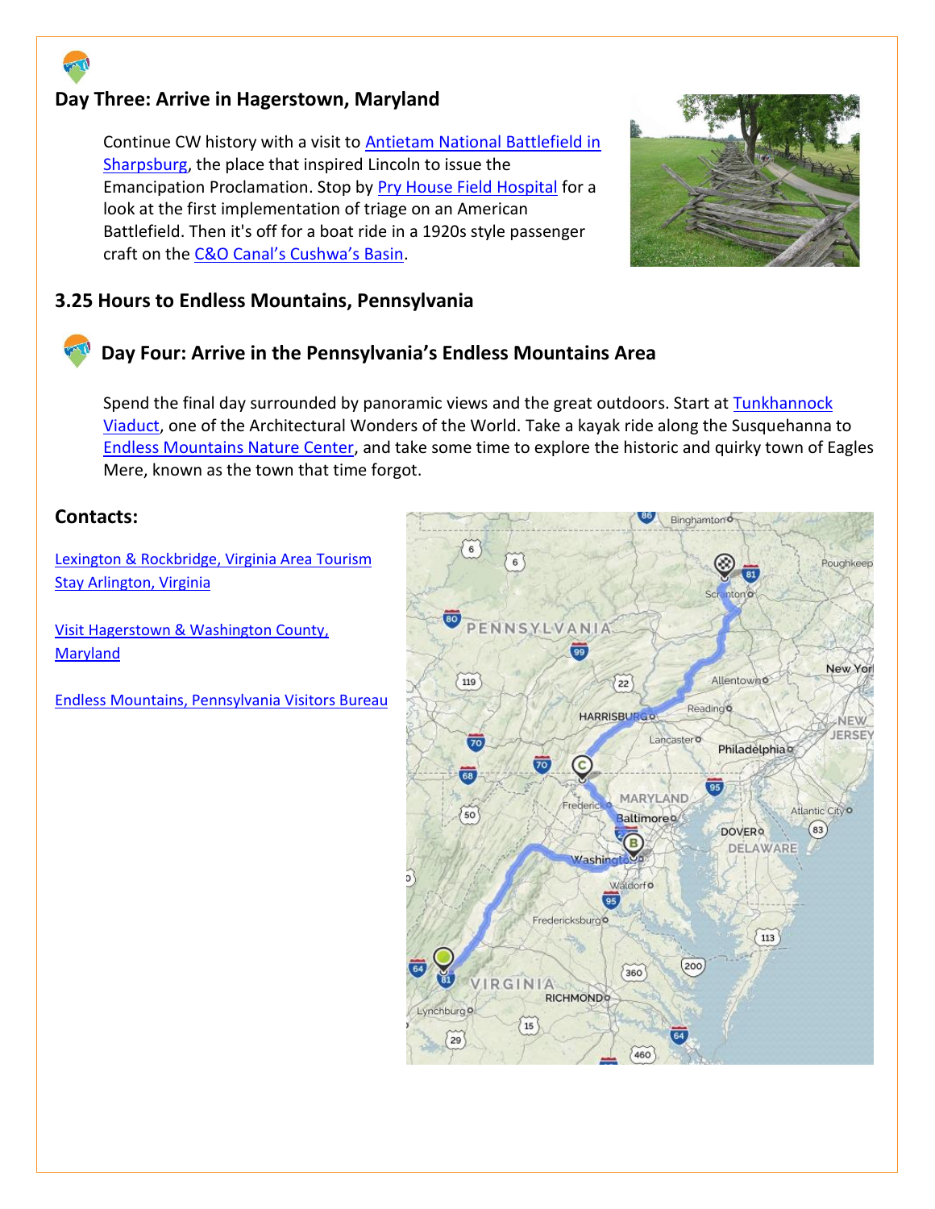## Day Three: Arrive in Hagerstown, Maryland

Continue CW history with a visit to Antietam National Battlefield in Sharpsburg, the place that inspired Lincoln to issue the Emancipation Proclamation. Stop by Pry House Field Hospital for a look at the first implementation of triage on an American Battlefield. Then it's off for a boat ride in a 1920s style passenger craft on the C&O Canal's Cushwa's Basin.

## 3.25 Hours to Endless Mountains, Pennsylvania

## Day Four: Arrive in the Pennsylvania's Endless Mountains Area

Spend the final day surrounded by panoramic views and the great outdoors. Start at Tunkhannock Viaduct, one of the Architectural Wonders of the World. Take a kayak ride along the Susquehanna to Endless Mountains Nature Center, and take some time to explore the historic and quirky town of Eagles Mere, known as the town that time forgot.

## Contacts:

Lexington & Rockbridge, Virginia Area Tourism
Stay Arlington, Virginia

Visit Hagerstown & Washington County, Maryland

Endless Mountains, Pennsylvania Visitors Bureau